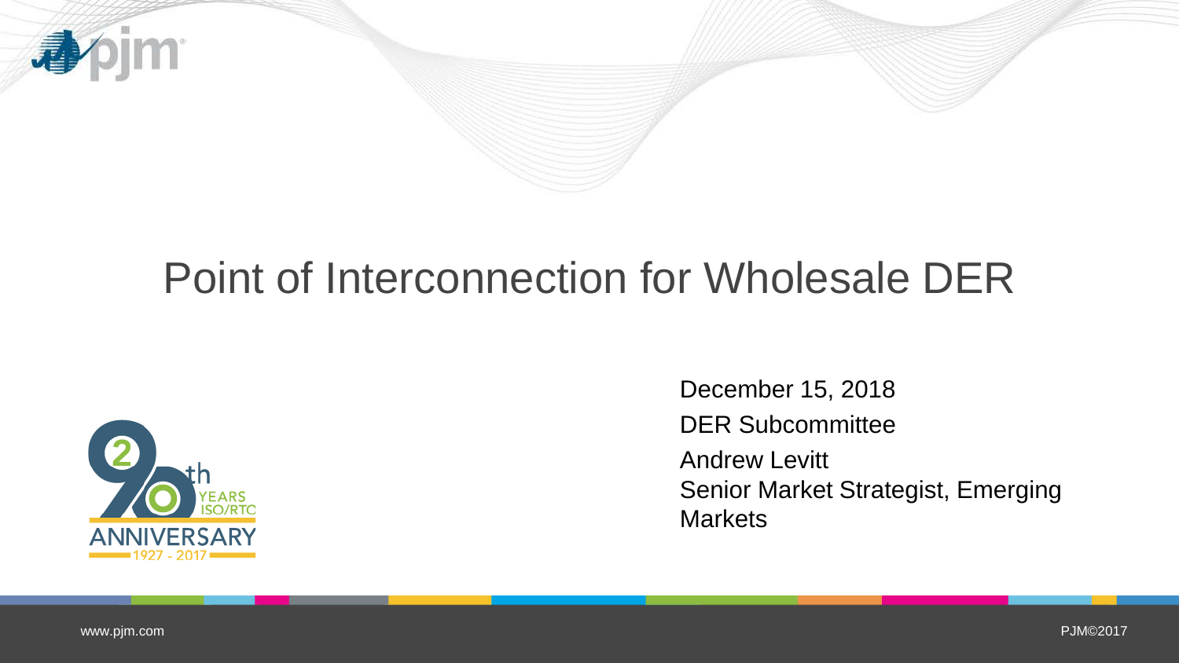# Point of Interconnection for Wholesale DER

December 15, 2018

DER Subcommittee

Andrew Levitt

Senior Market Strategist, Emerging Markets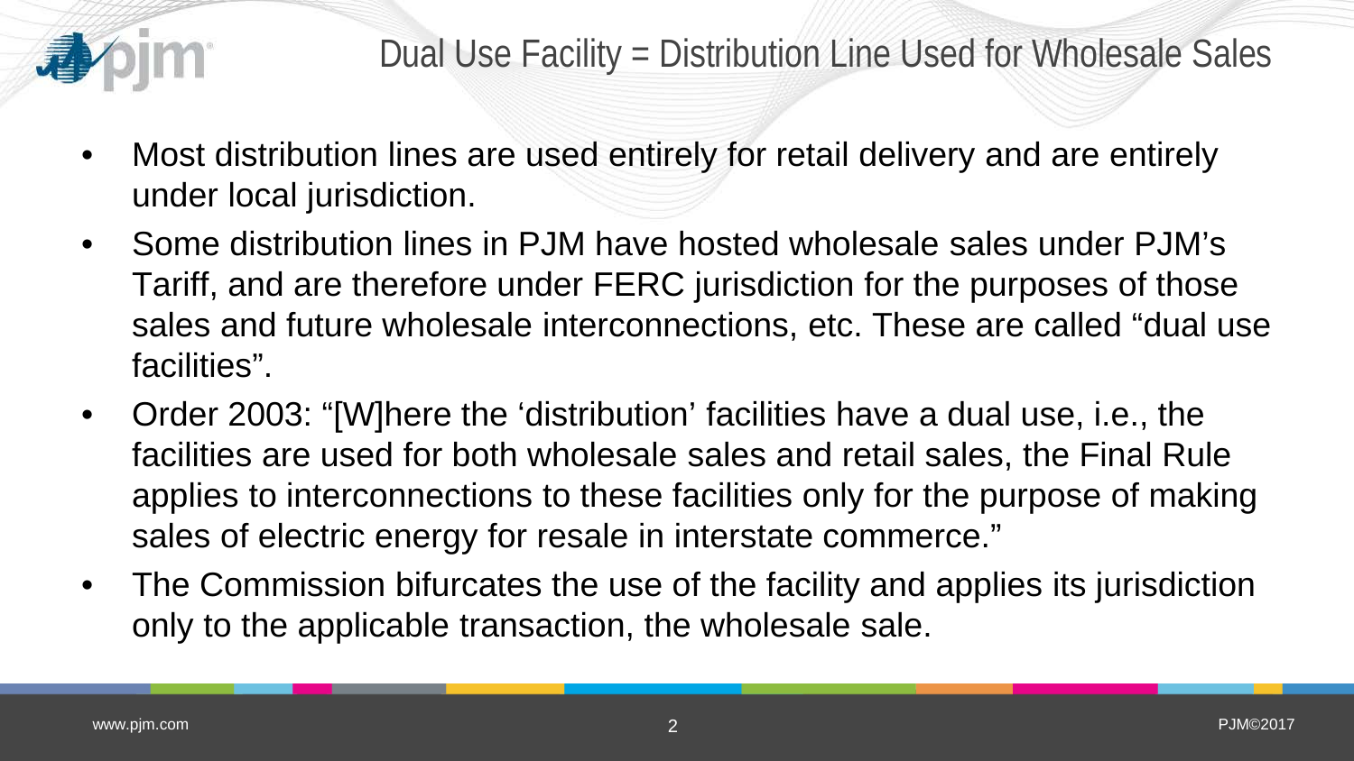# Dual Use Facility = Distribution Line Used for Wholesale Sales

- Most distribution lines are used entirely for retail delivery and are entirely under local jurisdiction.
- Some distribution lines in PJM have hosted wholesale sales under PJM's Tariff, and are therefore under FERC jurisdiction for the purposes of those sales and future wholesale interconnections, etc. These are called "dual use facilities".
- Order 2003: "[W]here the 'distribution' facilities have a dual use, i.e., the facilities are used for both wholesale sales and retail sales, the Final Rule applies to interconnections to these facilities only for the purpose of making sales of electric energy for resale in interstate commerce."
- The Commission bifurcates the use of the facility and applies its jurisdiction only to the applicable transaction, the wholesale sale.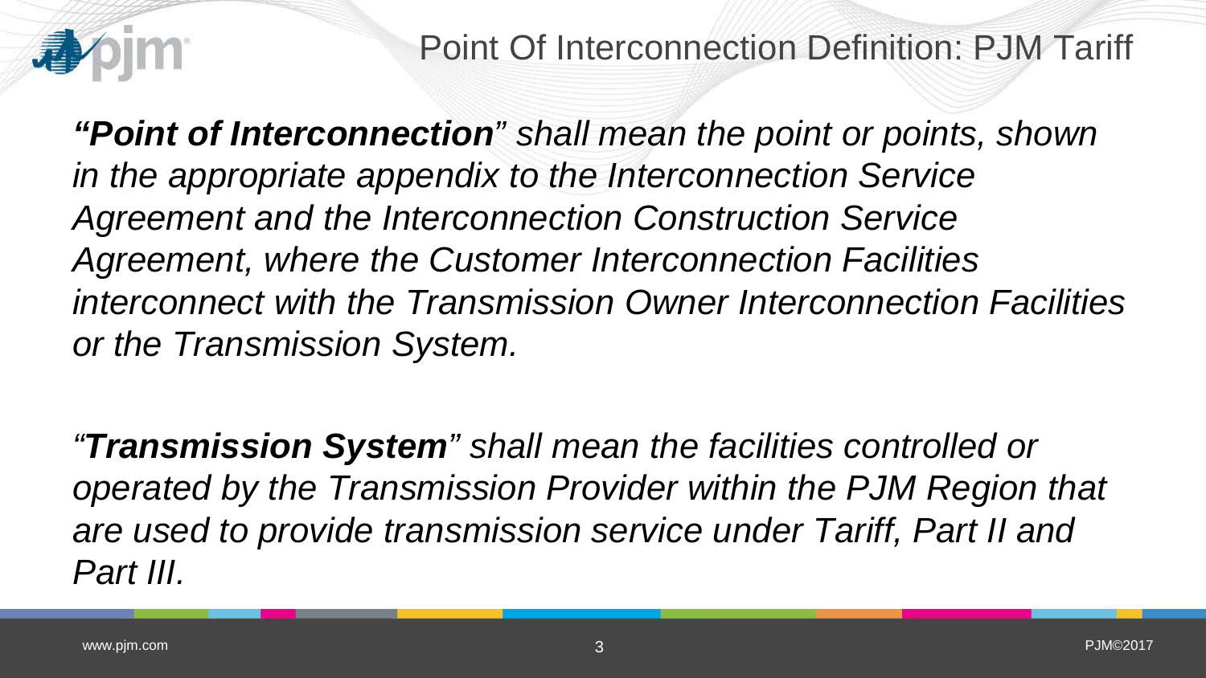# Point Of Interconnection Definition: PJM Tariff

***"Point of Interconnection"*** *shall mean the point or points, shown in the appropriate appendix to the Interconnection Service Agreement and the Interconnection Construction Service Agreement, where the Customer Interconnection Facilities interconnect with the Transmission Owner Interconnection Facilities or the Transmission System.*

*"**Transmission System**" shall mean the facilities controlled or operated by the Transmission Provider within the PJM Region that are used to provide transmission service under Tariff, Part II and Part III.*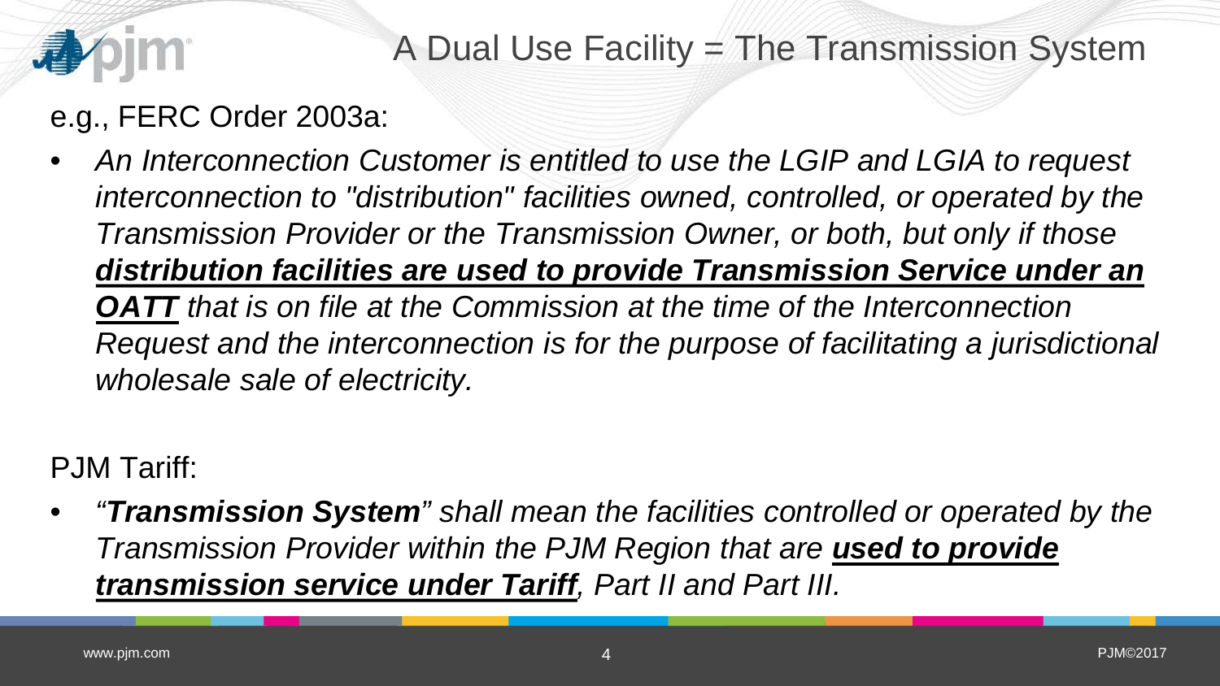# A Dual Use Facility = The Transmission System

e.g., FERC Order 2003a:

- *An Interconnection Customer is entitled to use the LGIP and LGIA to request interconnection to "distribution" facilities owned, controlled, or operated by the Transmission Provider or the Transmission Owner, or both, but only if those **distribution facilities are used to provide Transmission Service under an OATT** that is on file at the Commission at the time of the Interconnection Request and the interconnection is for the purpose of facilitating a jurisdictional wholesale sale of electricity.*

PJM Tariff:

- *"**Transmission System**" shall mean the facilities controlled or operated by the Transmission Provider within the PJM Region that are **used to provide transmission service under Tariff**, Part II and Part III.*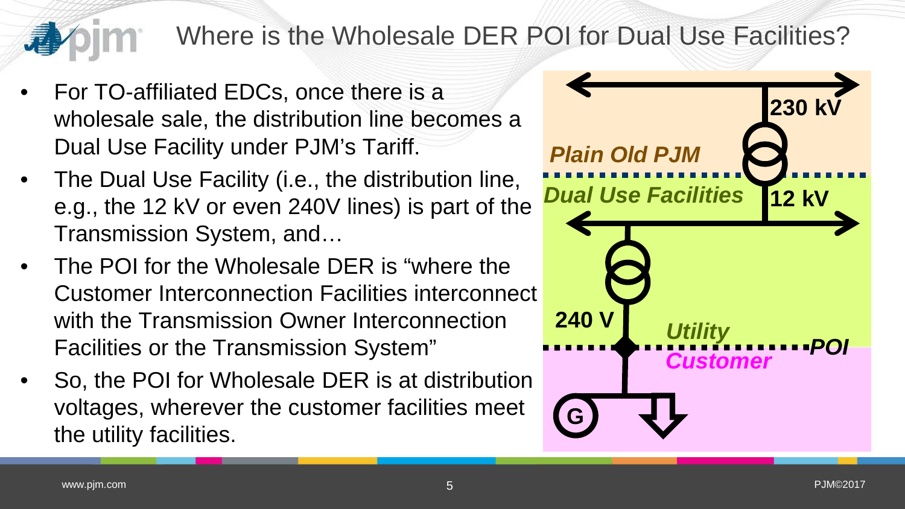# Where is the Wholesale DER POI for Dual Use Facilities?

- For TO-affiliated EDCs, once there is a wholesale sale, the distribution line becomes a Dual Use Facility under PJM's Tariff.
- The Dual Use Facility (i.e., the distribution line, e.g., the 12 kV or even 240V lines) is part of the Transmission System, and…
- The POI for the Wholesale DER is "where the Customer Interconnection Facilities interconnect with the Transmission Owner Interconnection Facilities or the Transmission System"
- So, the POI for Wholesale DER is at distribution voltages, wherever the customer facilities meet the utility facilities.

230 kV

*Plain Old PJM*

*Dual Use Facilities*

12 kV

240 V

*Utility*

*POI*

*Customer*

G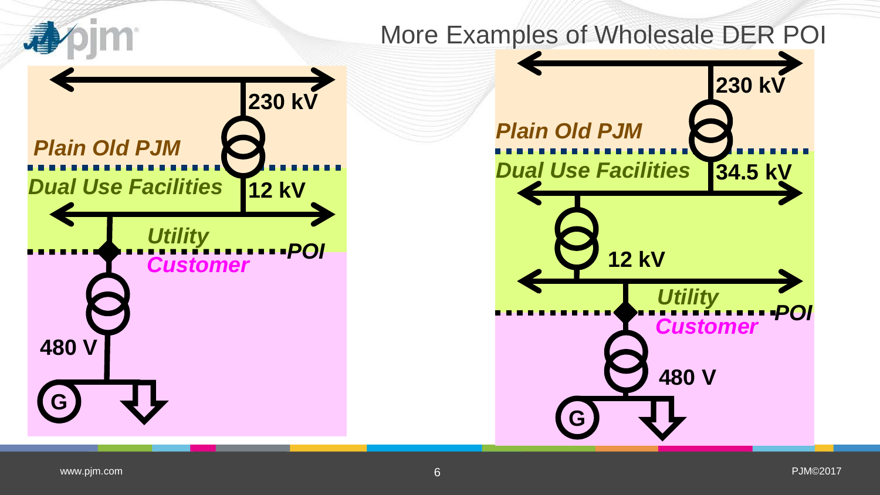# More Examples of Wholesale DER POI

230 kV

Plain Old PJM

Dual Use Facilities

12 kV

Utility

POI

Customer

480 V

G

230 kV

Plain Old PJM

Dual Use Facilities

34.5 kV

12 kV

Utility

POI

Customer

480 V

G